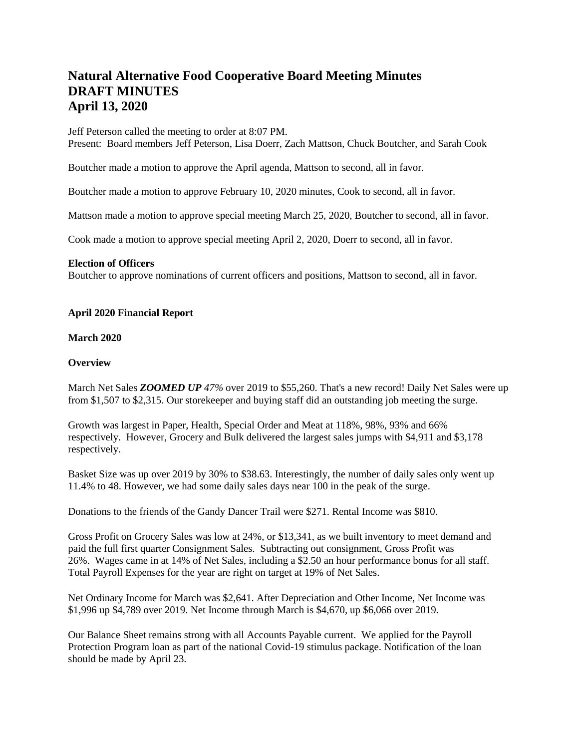# Natural Alternative Food Cooperative Board Meeting Minutes
# DRAFT MINUTES
# April 13, 2020

Jeff Peterson called the meeting to order at 8:07 PM.
Present: Board members Jeff Peterson, Lisa Doerr, Zach Mattson, Chuck Boutcher, and Sarah Cook

Boutcher made a motion to approve the April agenda, Mattson to second, all in favor.

Boutcher made a motion to approve February 10, 2020 minutes, Cook to second, all in favor.

Mattson made a motion to approve special meeting March 25, 2020, Boutcher to second, all in favor.

Cook made a motion to approve special meeting April 2, 2020, Doerr to second, all in favor.

**Election of Officers**
Boutcher to approve nominations of current officers and positions, Mattson to second, all in favor.

**April 2020 Financial Report**

**March 2020**

**Overview**

March Net Sales ***ZOOMED UP*** *47%* over 2019 to $55,260. That's a new record! Daily Net Sales were up from $1,507 to $2,315. Our storekeeper and buying staff did an outstanding job meeting the surge.

Growth was largest in Paper, Health, Special Order and Meat at 118%, 98%, 93% and 66% respectively. However, Grocery and Bulk delivered the largest sales jumps with $4,911 and $3,178 respectively.

Basket Size was up over 2019 by 30% to $38.63. Interestingly, the number of daily sales only went up 11.4% to 48. However, we had some daily sales days near 100 in the peak of the surge.

Donations to the friends of the Gandy Dancer Trail were $271. Rental Income was $810.

Gross Profit on Grocery Sales was low at 24%, or $13,341, as we built inventory to meet demand and paid the full first quarter Consignment Sales. Subtracting out consignment, Gross Profit was 26%. Wages came in at 14% of Net Sales, including a $2.50 an hour performance bonus for all staff. Total Payroll Expenses for the year are right on target at 19% of Net Sales.

Net Ordinary Income for March was $2,641. After Depreciation and Other Income, Net Income was $1,996 up $4,789 over 2019. Net Income through March is $4,670, up $6,066 over 2019.

Our Balance Sheet remains strong with all Accounts Payable current. We applied for the Payroll Protection Program loan as part of the national Covid-19 stimulus package. Notification of the loan should be made by April 23.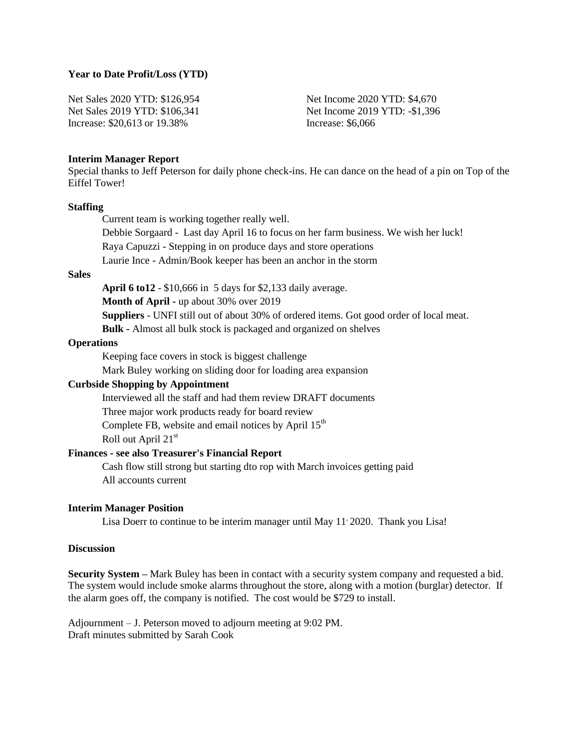**Year to Date Profit/Loss (YTD)**

Net Sales 2020 YTD: $126,954
Net Sales 2019 YTD: $106,341
Increase: $20,613 or 19.38%

Net Income 2020 YTD: $4,670
Net Income 2019 YTD: -$1,396
Increase: $6,066

**Interim Manager Report**

Special thanks to Jeff Peterson for daily phone check-ins. He can dance on the head of a pin on Top of the Eiffel Tower!

**Staffing**

Current team is working together really well.
Debbie Sorgaard - Last day April 16 to focus on her farm business. We wish her luck!
Raya Capuzzi - Stepping in on produce days and store operations
Laurie Ince - Admin/Book keeper has been an anchor in the storm

**Sales**

**April 6 to12** - $10,666 in 5 days for $2,133 daily average.
**Month of April -** up about 30% over 2019
**Suppliers** - UNFI still out of about 30% of ordered items. Got good order of local meat.
**Bulk -** Almost all bulk stock is packaged and organized on shelves

**Operations**

Keeping face covers in stock is biggest challenge
Mark Buley working on sliding door for loading area expansion

**Curbside Shopping by Appointment**

Interviewed all the staff and had them review DRAFT documents
Three major work products ready for board review
Complete FB, website and email notices by April 15th
Roll out April 21st

**Finances - see also Treasurer's Financial Report**

Cash flow still strong but starting dto rop with March invoices getting paid
All accounts current

**Interim Manager Position**

Lisa Doerr to continue to be interim manager until May 11, 2020. Thank you Lisa!

**Discussion**

**Security System –** Mark Buley has been in contact with a security system company and requested a bid. The system would include smoke alarms throughout the store, along with a motion (burglar) detector. If the alarm goes off, the company is notified. The cost would be $729 to install.

Adjournment – J. Peterson moved to adjourn meeting at 9:02 PM.
Draft minutes submitted by Sarah Cook